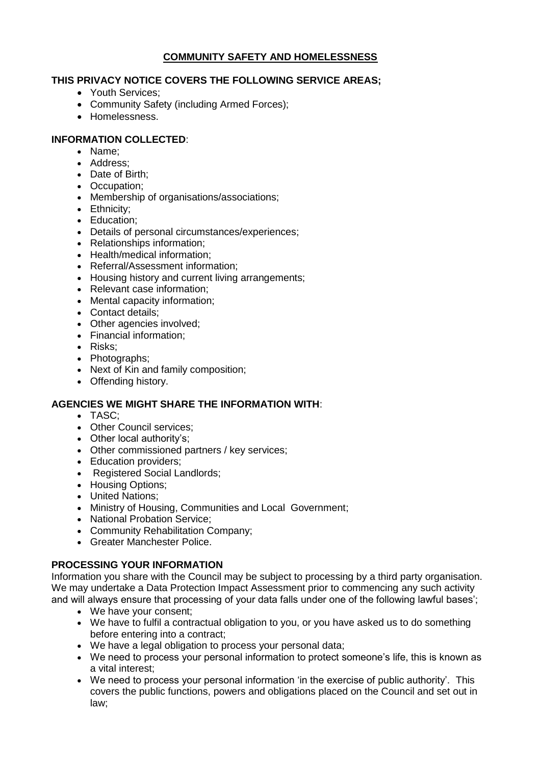# COMMUNITY SAFETY AND HOMELESSNESS

**THIS PRIVACY NOTICE COVERS THE FOLLOWING SERVICE AREAS;**

- Youth Services;
- Community Safety (including Armed Forces);
- Homelessness.

**INFORMATION COLLECTED**:

- Name;
- Address;
- Date of Birth;
- Occupation;
- Membership of organisations/associations;
- Ethnicity;
- Education;
- Details of personal circumstances/experiences;
- Relationships information;
- Health/medical information;
- Referral/Assessment information;
- Housing history and current living arrangements;
- Relevant case information;
- Mental capacity information;
- Contact details;
- Other agencies involved;
- Financial information;
- Risks;
- Photographs;
- Next of Kin and family composition;
- Offending history.

**AGENCIES WE MIGHT SHARE THE INFORMATION WITH**:

- TASC;
- Other Council services;
- Other local authority's;
- Other commissioned partners / key services;
- Education providers;
- Registered Social Landlords;
- Housing Options;
- United Nations;
- Ministry of Housing, Communities and Local Government;
- National Probation Service;
- Community Rehabilitation Company;
- Greater Manchester Police.

**PROCESSING YOUR INFORMATION**

Information you share with the Council may be subject to processing by a third party organisation. We may undertake a Data Protection Impact Assessment prior to commencing any such activity and will always ensure that processing of your data falls under one of the following lawful bases';

- We have your consent;
- We have to fulfil a contractual obligation to you, or you have asked us to do something before entering into a contract;
- We have a legal obligation to process your personal data;
- We need to process your personal information to protect someone's life, this is known as a vital interest;
- We need to process your personal information 'in the exercise of public authority'. This covers the public functions, powers and obligations placed on the Council and set out in law;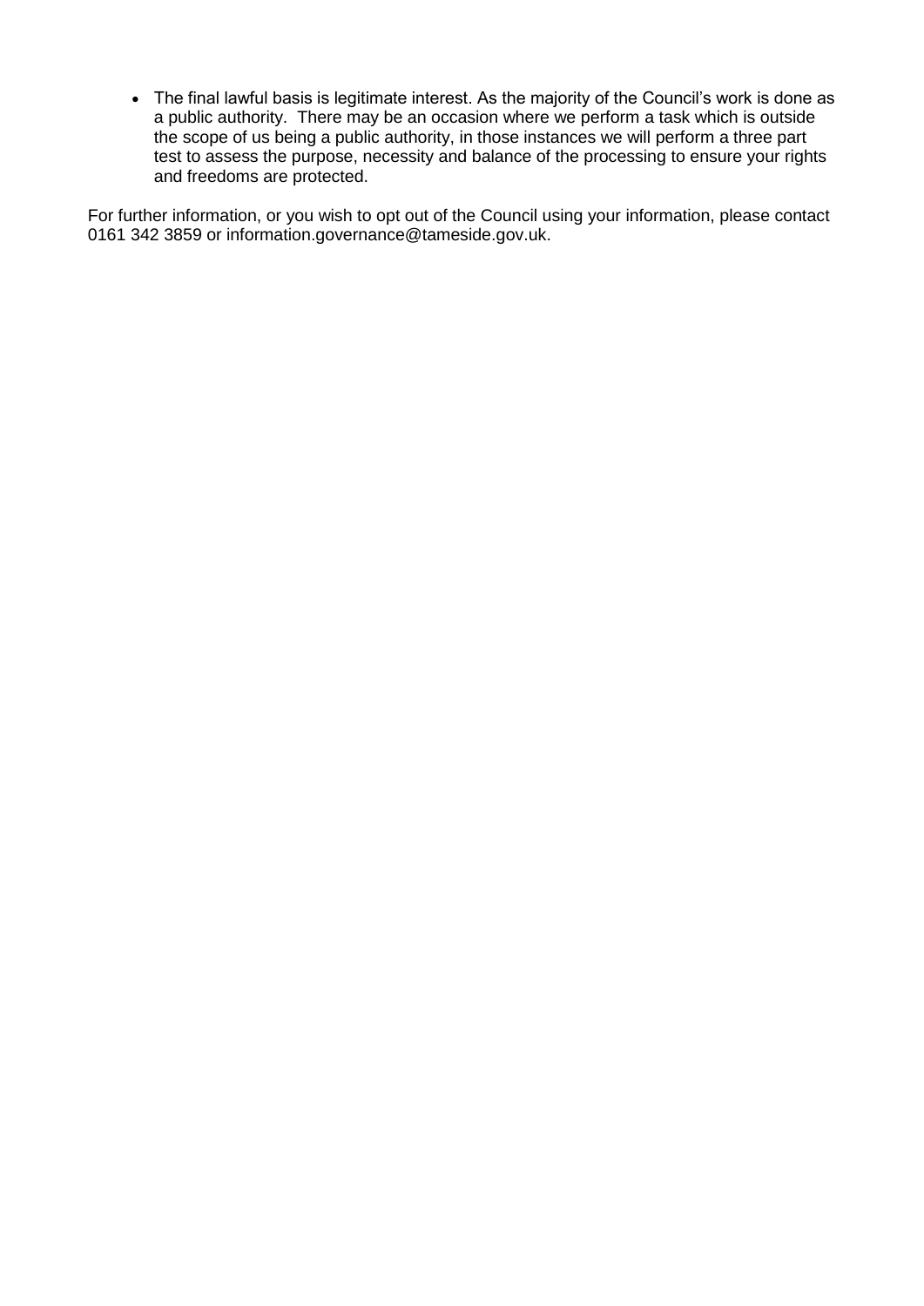- The final lawful basis is legitimate interest. As the majority of the Council's work is done as a public authority. There may be an occasion where we perform a task which is outside the scope of us being a public authority, in those instances we will perform a three part test to assess the purpose, necessity and balance of the processing to ensure your rights and freedoms are protected.

For further information, or you wish to opt out of the Council using your information, please contact 0161 342 3859 or information.governance@tameside.gov.uk.